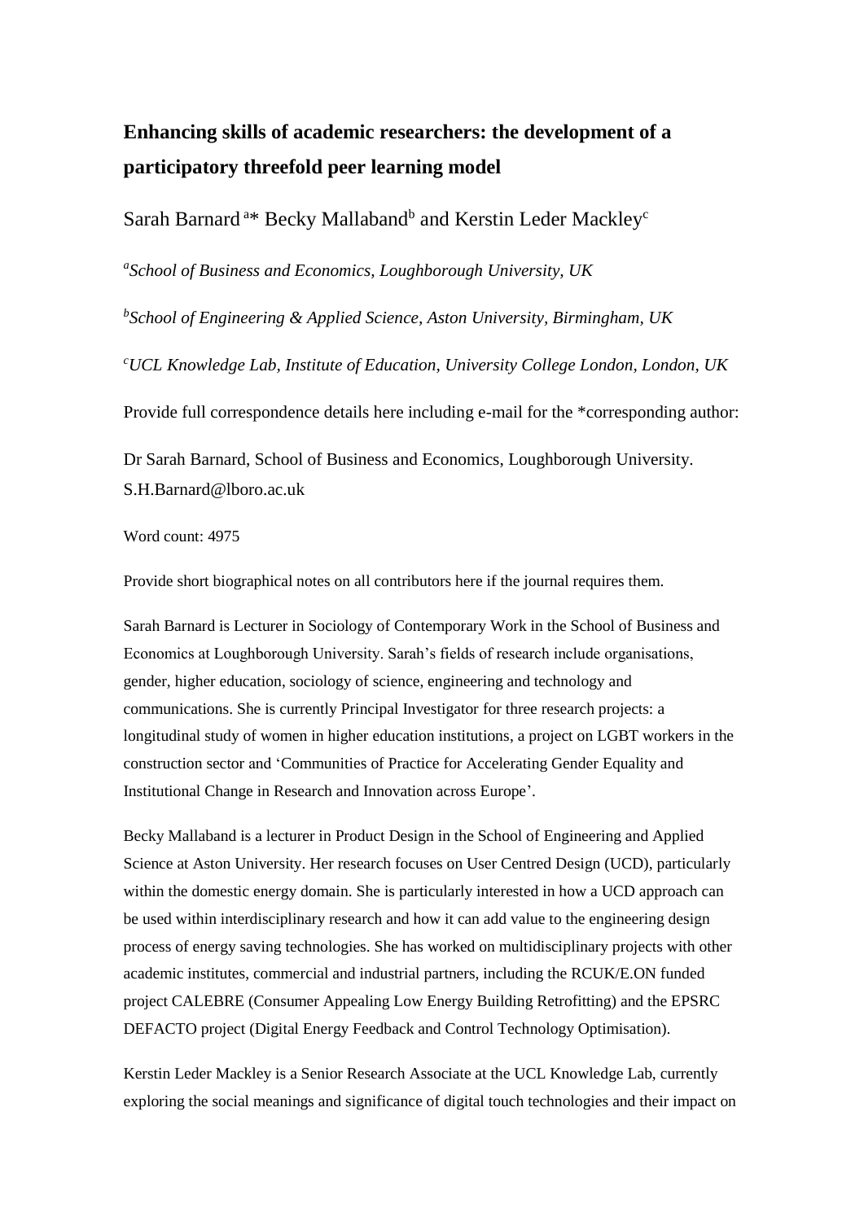# Enhancing skills of academic researchers: the development of a participatory threefold peer learning model

Sarah Barnard [a]* Becky Mallaband[b] and Kerstin Leder Mackley[c]

[a]*School of Business and Economics, Loughborough University, UK*

[b]*School of Engineering & Applied Science, Aston University, Birmingham, UK*

[c]*UCL Knowledge Lab, Institute of Education, University College London, London, UK*

Provide full correspondence details here including e-mail for the *corresponding author:

Dr Sarah Barnard, School of Business and Economics, Loughborough University. S.H.Barnard@lboro.ac.uk

Word count: 4975

Provide short biographical notes on all contributors here if the journal requires them.

Sarah Barnard is Lecturer in Sociology of Contemporary Work in the School of Business and Economics at Loughborough University. Sarah's fields of research include organisations, gender, higher education, sociology of science, engineering and technology and communications. She is currently Principal Investigator for three research projects: a longitudinal study of women in higher education institutions, a project on LGBT workers in the construction sector and 'Communities of Practice for Accelerating Gender Equality and Institutional Change in Research and Innovation across Europe'.

Becky Mallaband is a lecturer in Product Design in the School of Engineering and Applied Science at Aston University. Her research focuses on User Centred Design (UCD), particularly within the domestic energy domain. She is particularly interested in how a UCD approach can be used within interdisciplinary research and how it can add value to the engineering design process of energy saving technologies. She has worked on multidisciplinary projects with other academic institutes, commercial and industrial partners, including the RCUK/E.ON funded project CALEBRE (Consumer Appealing Low Energy Building Retrofitting) and the EPSRC DEFACTO project (Digital Energy Feedback and Control Technology Optimisation).

Kerstin Leder Mackley is a Senior Research Associate at the UCL Knowledge Lab, currently exploring the social meanings and significance of digital touch technologies and their impact on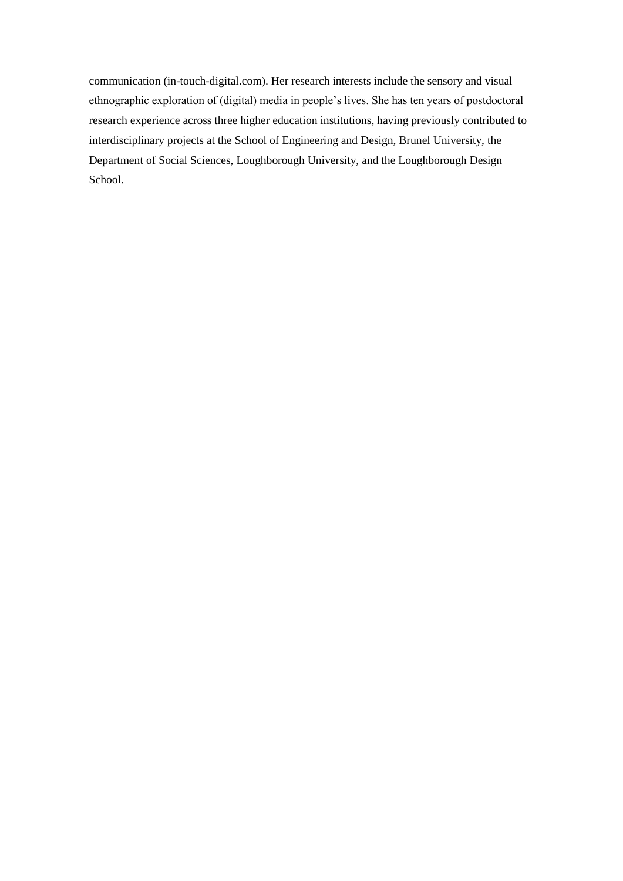communication (in-touch-digital.com). Her research interests include the sensory and visual ethnographic exploration of (digital) media in people's lives. She has ten years of postdoctoral research experience across three higher education institutions, having previously contributed to interdisciplinary projects at the School of Engineering and Design, Brunel University, the Department of Social Sciences, Loughborough University, and the Loughborough Design School.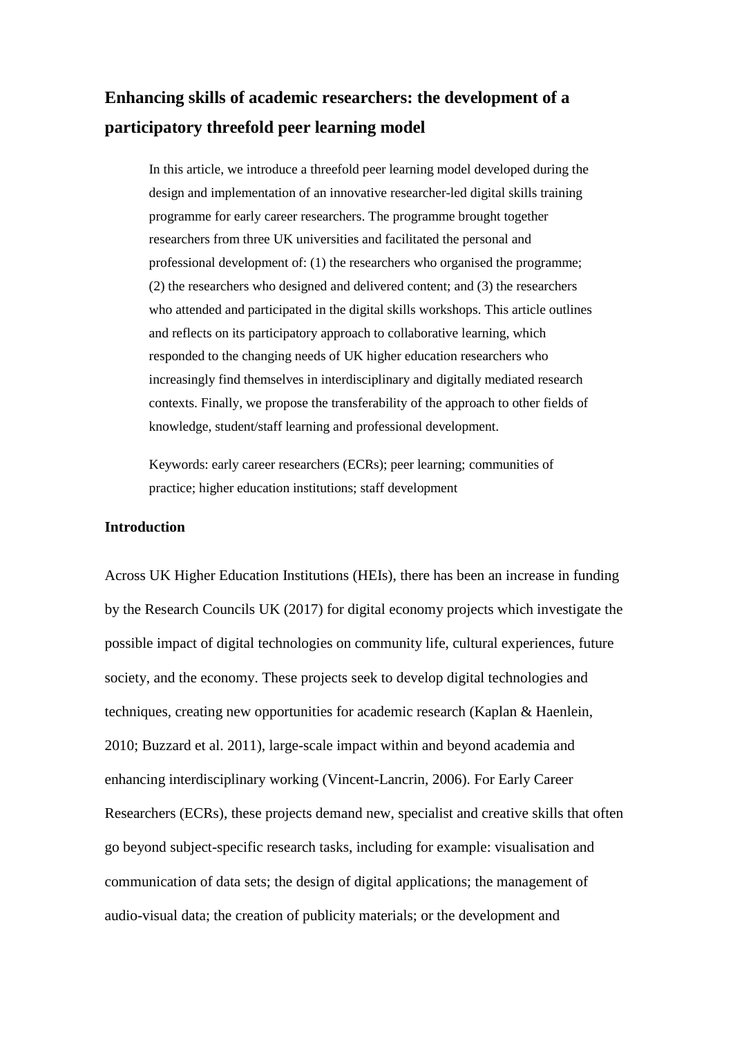# Enhancing skills of academic researchers: the development of a participatory threefold peer learning model

In this article, we introduce a threefold peer learning model developed during the design and implementation of an innovative researcher-led digital skills training programme for early career researchers. The programme brought together researchers from three UK universities and facilitated the personal and professional development of: (1) the researchers who organised the programme; (2) the researchers who designed and delivered content; and (3) the researchers who attended and participated in the digital skills workshops. This article outlines and reflects on its participatory approach to collaborative learning, which responded to the changing needs of UK higher education researchers who increasingly find themselves in interdisciplinary and digitally mediated research contexts. Finally, we propose the transferability of the approach to other fields of knowledge, student/staff learning and professional development.

Keywords: early career researchers (ECRs); peer learning; communities of practice; higher education institutions; staff development

## Introduction

Across UK Higher Education Institutions (HEIs), there has been an increase in funding by the Research Councils UK (2017) for digital economy projects which investigate the possible impact of digital technologies on community life, cultural experiences, future society, and the economy. These projects seek to develop digital technologies and techniques, creating new opportunities for academic research (Kaplan & Haenlein, 2010; Buzzard et al. 2011), large-scale impact within and beyond academia and enhancing interdisciplinary working (Vincent-Lancrin, 2006). For Early Career Researchers (ECRs), these projects demand new, specialist and creative skills that often go beyond subject-specific research tasks, including for example: visualisation and communication of data sets; the design of digital applications; the management of audio-visual data; the creation of publicity materials; or the development and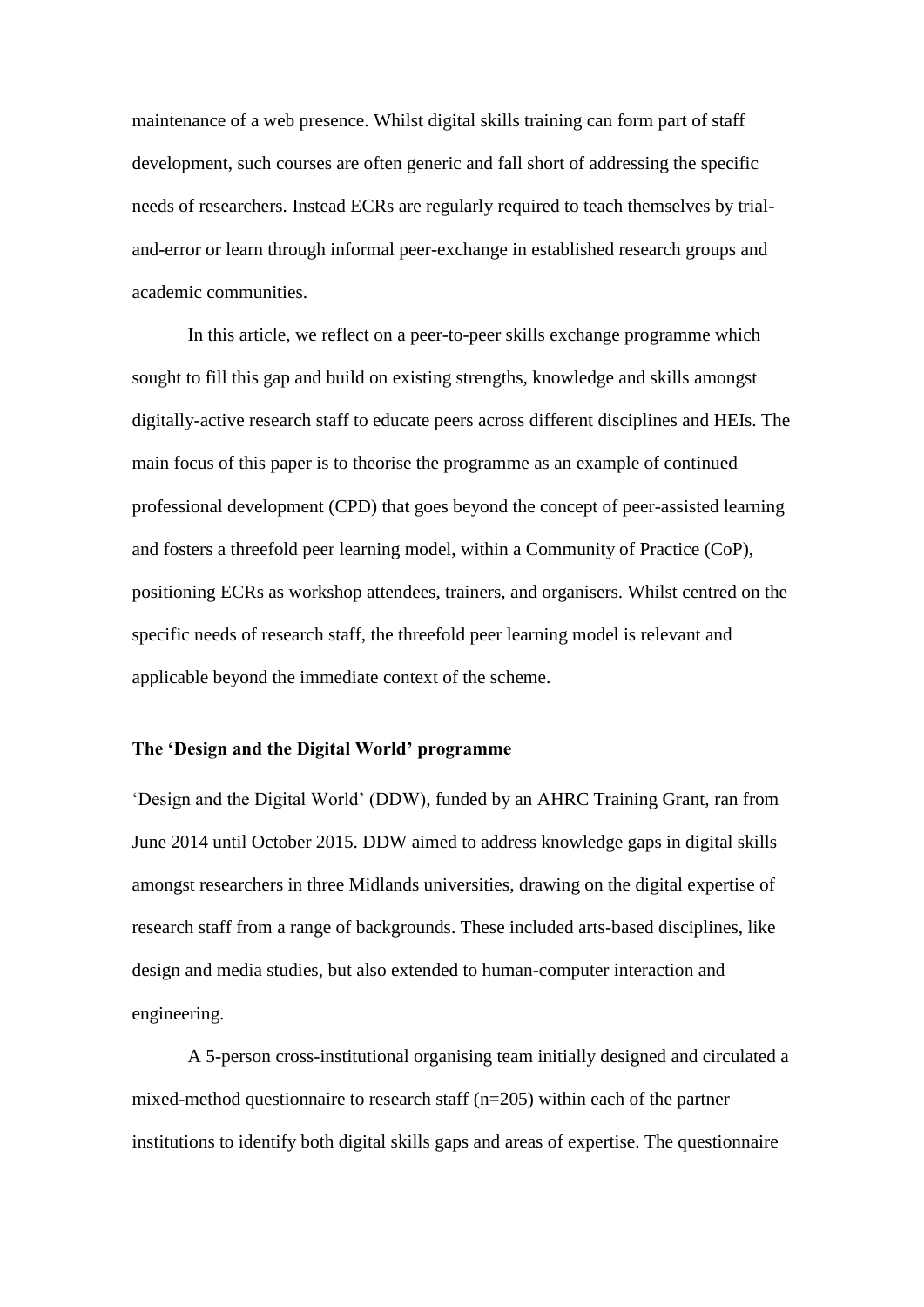maintenance of a web presence. Whilst digital skills training can form part of staff development, such courses are often generic and fall short of addressing the specific needs of researchers. Instead ECRs are regularly required to teach themselves by trial-and-error or learn through informal peer-exchange in established research groups and academic communities.

In this article, we reflect on a peer-to-peer skills exchange programme which sought to fill this gap and build on existing strengths, knowledge and skills amongst digitally-active research staff to educate peers across different disciplines and HEIs. The main focus of this paper is to theorise the programme as an example of continued professional development (CPD) that goes beyond the concept of peer-assisted learning and fosters a threefold peer learning model, within a Community of Practice (CoP), positioning ECRs as workshop attendees, trainers, and organisers. Whilst centred on the specific needs of research staff, the threefold peer learning model is relevant and applicable beyond the immediate context of the scheme.

### The 'Design and the Digital World' programme

'Design and the Digital World' (DDW), funded by an AHRC Training Grant, ran from June 2014 until October 2015. DDW aimed to address knowledge gaps in digital skills amongst researchers in three Midlands universities, drawing on the digital expertise of research staff from a range of backgrounds. These included arts-based disciplines, like design and media studies, but also extended to human-computer interaction and engineering.

A 5-person cross-institutional organising team initially designed and circulated a mixed-method questionnaire to research staff (n=205) within each of the partner institutions to identify both digital skills gaps and areas of expertise. The questionnaire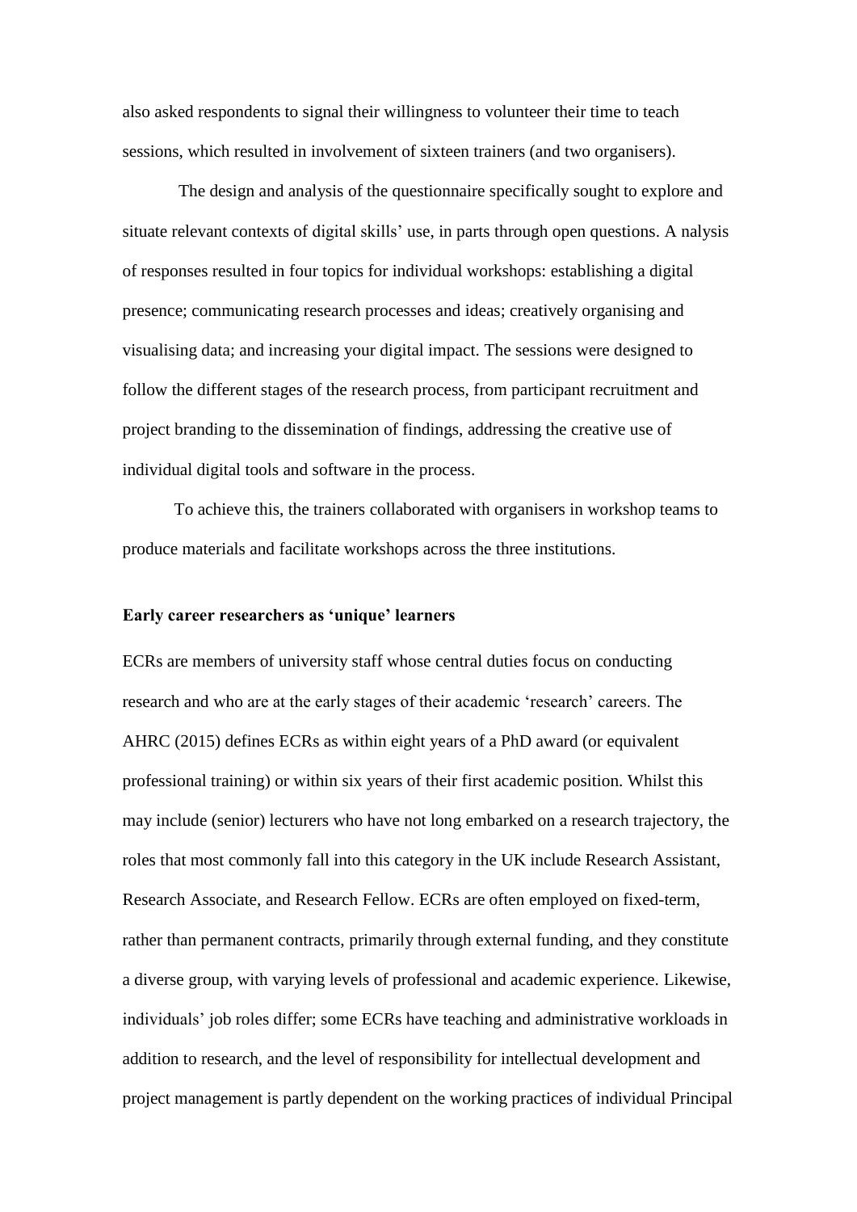also asked respondents to signal their willingness to volunteer their time to teach sessions, which resulted in involvement of sixteen trainers (and two organisers).

The design and analysis of the questionnaire specifically sought to explore and situate relevant contexts of digital skills' use, in parts through open questions. A nalysis of responses resulted in four topics for individual workshops: establishing a digital presence; communicating research processes and ideas; creatively organising and visualising data; and increasing your digital impact. The sessions were designed to follow the different stages of the research process, from participant recruitment and project branding to the dissemination of findings, addressing the creative use of individual digital tools and software in the process.

To achieve this, the trainers collaborated with organisers in workshop teams to produce materials and facilitate workshops across the three institutions.

**Early career researchers as 'unique' learners**

ECRs are members of university staff whose central duties focus on conducting research and who are at the early stages of their academic 'research' careers. The AHRC (2015) defines ECRs as within eight years of a PhD award (or equivalent professional training) or within six years of their first academic position. Whilst this may include (senior) lecturers who have not long embarked on a research trajectory, the roles that most commonly fall into this category in the UK include Research Assistant, Research Associate, and Research Fellow. ECRs are often employed on fixed-term, rather than permanent contracts, primarily through external funding, and they constitute a diverse group, with varying levels of professional and academic experience. Likewise, individuals' job roles differ; some ECRs have teaching and administrative workloads in addition to research, and the level of responsibility for intellectual development and project management is partly dependent on the working practices of individual Principal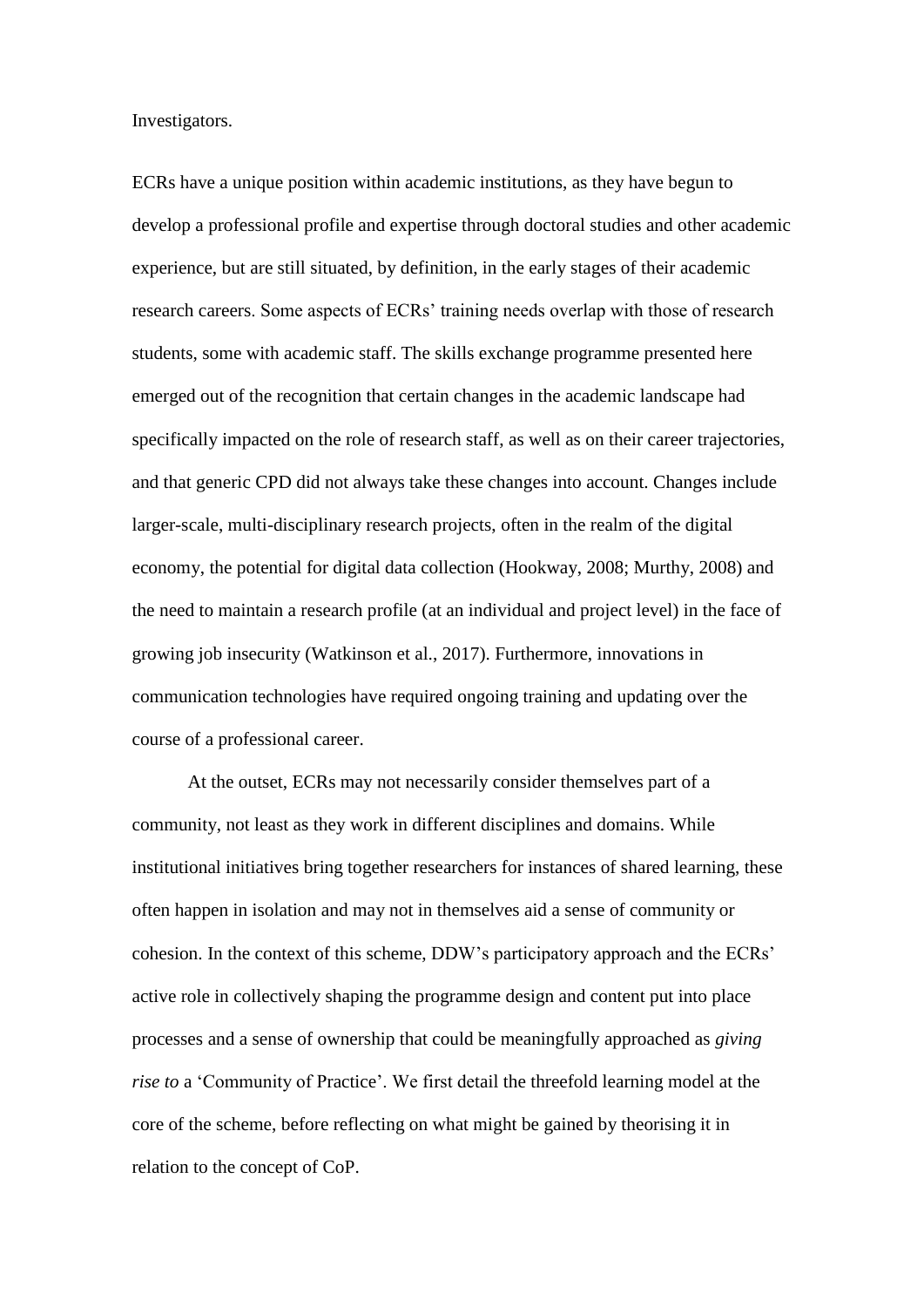Investigators.

ECRs have a unique position within academic institutions, as they have begun to develop a professional profile and expertise through doctoral studies and other academic experience, but are still situated, by definition, in the early stages of their academic research careers. Some aspects of ECRs' training needs overlap with those of research students, some with academic staff. The skills exchange programme presented here emerged out of the recognition that certain changes in the academic landscape had specifically impacted on the role of research staff, as well as on their career trajectories, and that generic CPD did not always take these changes into account. Changes include larger-scale, multi-disciplinary research projects, often in the realm of the digital economy, the potential for digital data collection (Hookway, 2008; Murthy, 2008) and the need to maintain a research profile (at an individual and project level) in the face of growing job insecurity (Watkinson et al., 2017). Furthermore, innovations in communication technologies have required ongoing training and updating over the course of a professional career.

At the outset, ECRs may not necessarily consider themselves part of a community, not least as they work in different disciplines and domains. While institutional initiatives bring together researchers for instances of shared learning, these often happen in isolation and may not in themselves aid a sense of community or cohesion. In the context of this scheme, DDW's participatory approach and the ECRs' active role in collectively shaping the programme design and content put into place processes and a sense of ownership that could be meaningfully approached as *giving rise to* a 'Community of Practice'. We first detail the threefold learning model at the core of the scheme, before reflecting on what might be gained by theorising it in relation to the concept of CoP.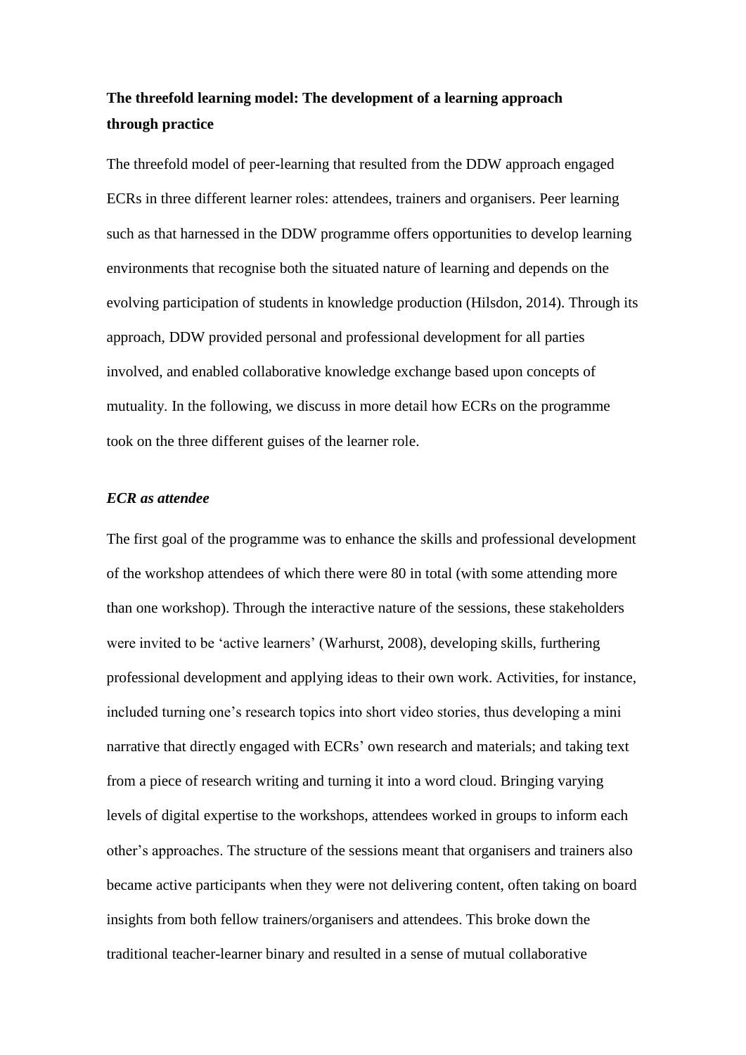## The threefold learning model: The development of a learning approach through practice

The threefold model of peer-learning that resulted from the DDW approach engaged ECRs in three different learner roles: attendees, trainers and organisers. Peer learning such as that harnessed in the DDW programme offers opportunities to develop learning environments that recognise both the situated nature of learning and depends on the evolving participation of students in knowledge production (Hilsdon, 2014). Through its approach, DDW provided personal and professional development for all parties involved, and enabled collaborative knowledge exchange based upon concepts of mutuality. In the following, we discuss in more detail how ECRs on the programme took on the three different guises of the learner role.

### *ECR as attendee*

The first goal of the programme was to enhance the skills and professional development of the workshop attendees of which there were 80 in total (with some attending more than one workshop). Through the interactive nature of the sessions, these stakeholders were invited to be 'active learners' (Warhurst, 2008), developing skills, furthering professional development and applying ideas to their own work. Activities, for instance, included turning one's research topics into short video stories, thus developing a mini narrative that directly engaged with ECRs' own research and materials; and taking text from a piece of research writing and turning it into a word cloud. Bringing varying levels of digital expertise to the workshops, attendees worked in groups to inform each other's approaches. The structure of the sessions meant that organisers and trainers also became active participants when they were not delivering content, often taking on board insights from both fellow trainers/organisers and attendees. This broke down the traditional teacher-learner binary and resulted in a sense of mutual collaborative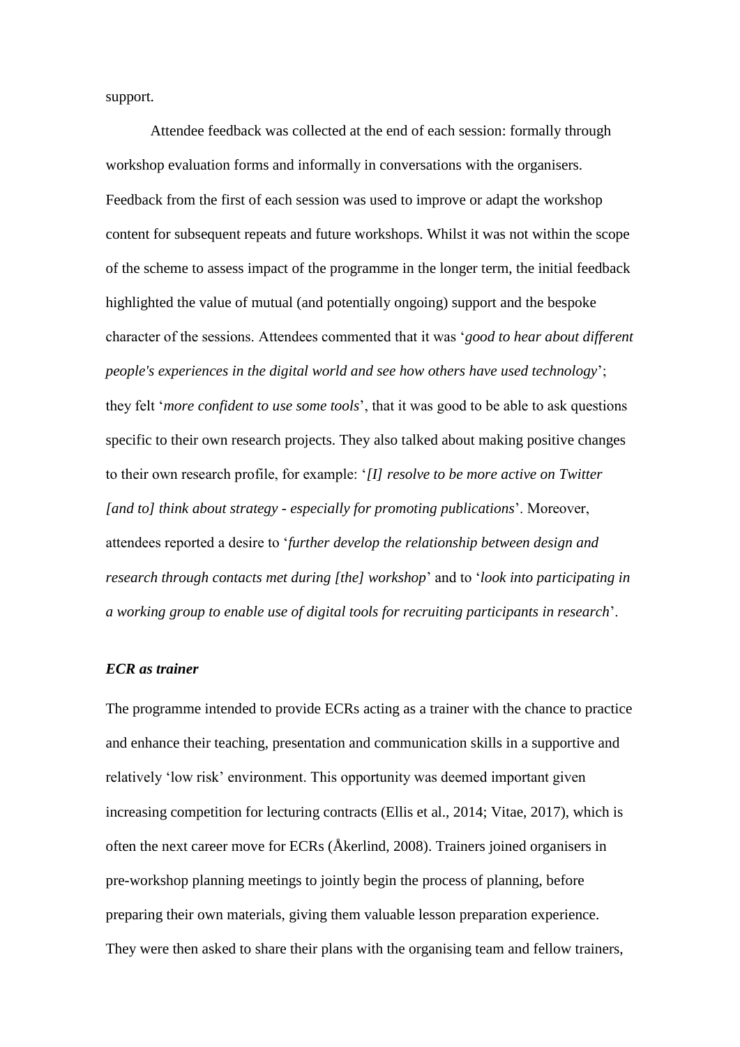support.

Attendee feedback was collected at the end of each session: formally through workshop evaluation forms and informally in conversations with the organisers. Feedback from the first of each session was used to improve or adapt the workshop content for subsequent repeats and future workshops. Whilst it was not within the scope of the scheme to assess impact of the programme in the longer term, the initial feedback highlighted the value of mutual (and potentially ongoing) support and the bespoke character of the sessions. Attendees commented that it was '*good to hear about different people's experiences in the digital world and see how others have used technology*'; they felt '*more confident to use some tools*', that it was good to be able to ask questions specific to their own research projects. They also talked about making positive changes to their own research profile, for example: '*[I] resolve to be more active on Twitter [and to] think about strategy - especially for promoting publications*'. Moreover, attendees reported a desire to '*further develop the relationship between design and research through contacts met during [the] workshop*' and to '*look into participating in a working group to enable use of digital tools for recruiting participants in research*'.

### *ECR as trainer*

The programme intended to provide ECRs acting as a trainer with the chance to practice and enhance their teaching, presentation and communication skills in a supportive and relatively 'low risk' environment. This opportunity was deemed important given increasing competition for lecturing contracts (Ellis et al., 2014; Vitae, 2017), which is often the next career move for ECRs (Åkerlind, 2008). Trainers joined organisers in pre-workshop planning meetings to jointly begin the process of planning, before preparing their own materials, giving them valuable lesson preparation experience. They were then asked to share their plans with the organising team and fellow trainers,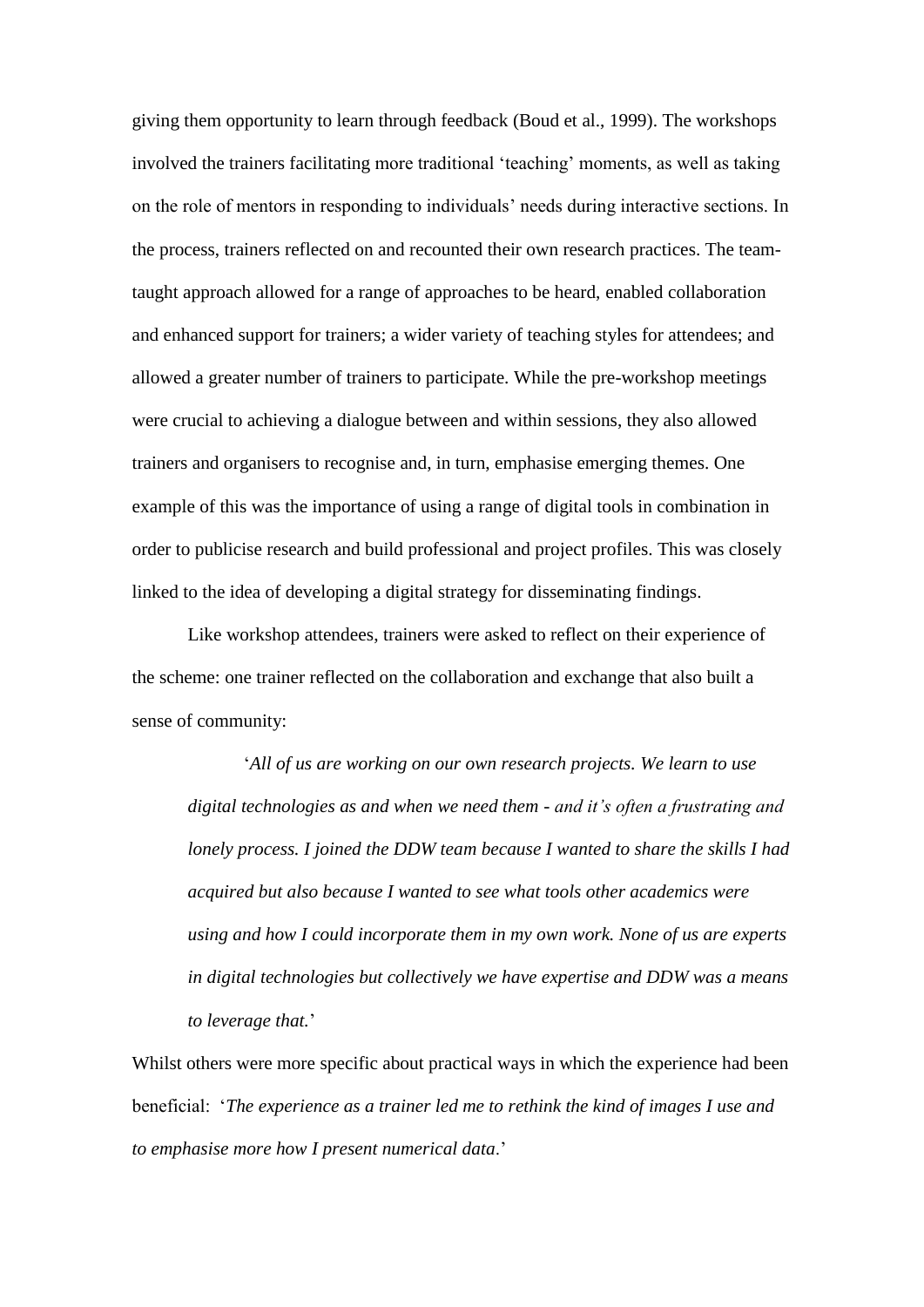giving them opportunity to learn through feedback (Boud et al., 1999). The workshops involved the trainers facilitating more traditional 'teaching' moments, as well as taking on the role of mentors in responding to individuals' needs during interactive sections. In the process, trainers reflected on and recounted their own research practices. The team-taught approach allowed for a range of approaches to be heard, enabled collaboration and enhanced support for trainers; a wider variety of teaching styles for attendees; and allowed a greater number of trainers to participate. While the pre-workshop meetings were crucial to achieving a dialogue between and within sessions, they also allowed trainers and organisers to recognise and, in turn, emphasise emerging themes. One example of this was the importance of using a range of digital tools in combination in order to publicise research and build professional and project profiles. This was closely linked to the idea of developing a digital strategy for disseminating findings.

Like workshop attendees, trainers were asked to reflect on their experience of the scheme: one trainer reflected on the collaboration and exchange that also built a sense of community:

> '*All of us are working on our own research projects. We learn to use digital technologies as and when we need them - and it's often a frustrating and lonely process. I joined the DDW team because I wanted to share the skills I had acquired but also because I wanted to see what tools other academics were using and how I could incorporate them in my own work. None of us are experts in digital technologies but collectively we have expertise and DDW was a means to leverage that.*'

Whilst others were more specific about practical ways in which the experience had been beneficial: '*The experience as a trainer led me to rethink the kind of images I use and to emphasise more how I present numerical data*.'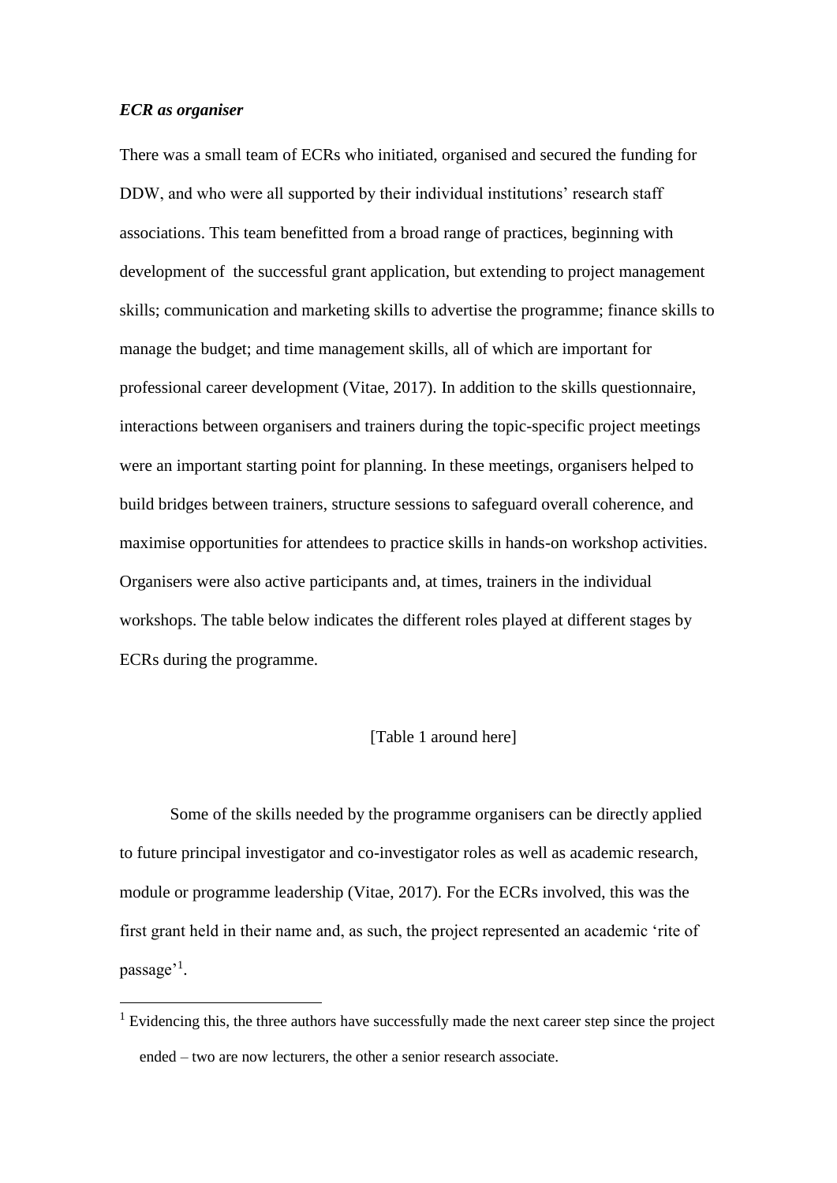***ECR as organiser***

There was a small team of ECRs who initiated, organised and secured the funding for DDW, and who were all supported by their individual institutions' research staff associations. This team benefitted from a broad range of practices, beginning with development of the successful grant application, but extending to project management skills; communication and marketing skills to advertise the programme; finance skills to manage the budget; and time management skills, all of which are important for professional career development (Vitae, 2017). In addition to the skills questionnaire, interactions between organisers and trainers during the topic-specific project meetings were an important starting point for planning. In these meetings, organisers helped to build bridges between trainers, structure sessions to safeguard overall coherence, and maximise opportunities for attendees to practice skills in hands-on workshop activities. Organisers were also active participants and, at times, trainers in the individual workshops. The table below indicates the different roles played at different stages by ECRs during the programme.

[Table 1 around here]

Some of the skills needed by the programme organisers can be directly applied to future principal investigator and co-investigator roles as well as academic research, module or programme leadership (Vitae, 2017). For the ECRs involved, this was the first grant held in their name and, as such, the project represented an academic 'rite of passage'[1].

[1] Evidencing this, the three authors have successfully made the next career step since the project ended – two are now lecturers, the other a senior research associate.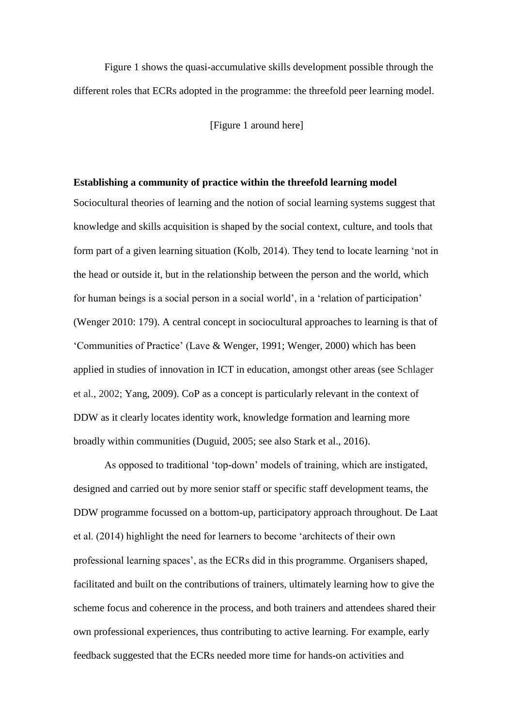Figure 1 shows the quasi-accumulative skills development possible through the different roles that ECRs adopted in the programme: the threefold peer learning model.

[Figure 1 around here]

**Establishing a community of practice within the threefold learning model**

Sociocultural theories of learning and the notion of social learning systems suggest that knowledge and skills acquisition is shaped by the social context, culture, and tools that form part of a given learning situation (Kolb, 2014). They tend to locate learning 'not in the head or outside it, but in the relationship between the person and the world, which for human beings is a social person in a social world', in a 'relation of participation' (Wenger 2010: 179). A central concept in sociocultural approaches to learning is that of 'Communities of Practice' (Lave & Wenger, 1991; Wenger, 2000) which has been applied in studies of innovation in ICT in education, amongst other areas (see Schlager et al., 2002; Yang, 2009). CoP as a concept is particularly relevant in the context of DDW as it clearly locates identity work, knowledge formation and learning more broadly within communities (Duguid, 2005; see also Stark et al., 2016).

As opposed to traditional 'top-down' models of training, which are instigated, designed and carried out by more senior staff or specific staff development teams, the DDW programme focussed on a bottom-up, participatory approach throughout. De Laat et al. (2014) highlight the need for learners to become 'architects of their own professional learning spaces', as the ECRs did in this programme. Organisers shaped, facilitated and built on the contributions of trainers, ultimately learning how to give the scheme focus and coherence in the process, and both trainers and attendees shared their own professional experiences, thus contributing to active learning. For example, early feedback suggested that the ECRs needed more time for hands-on activities and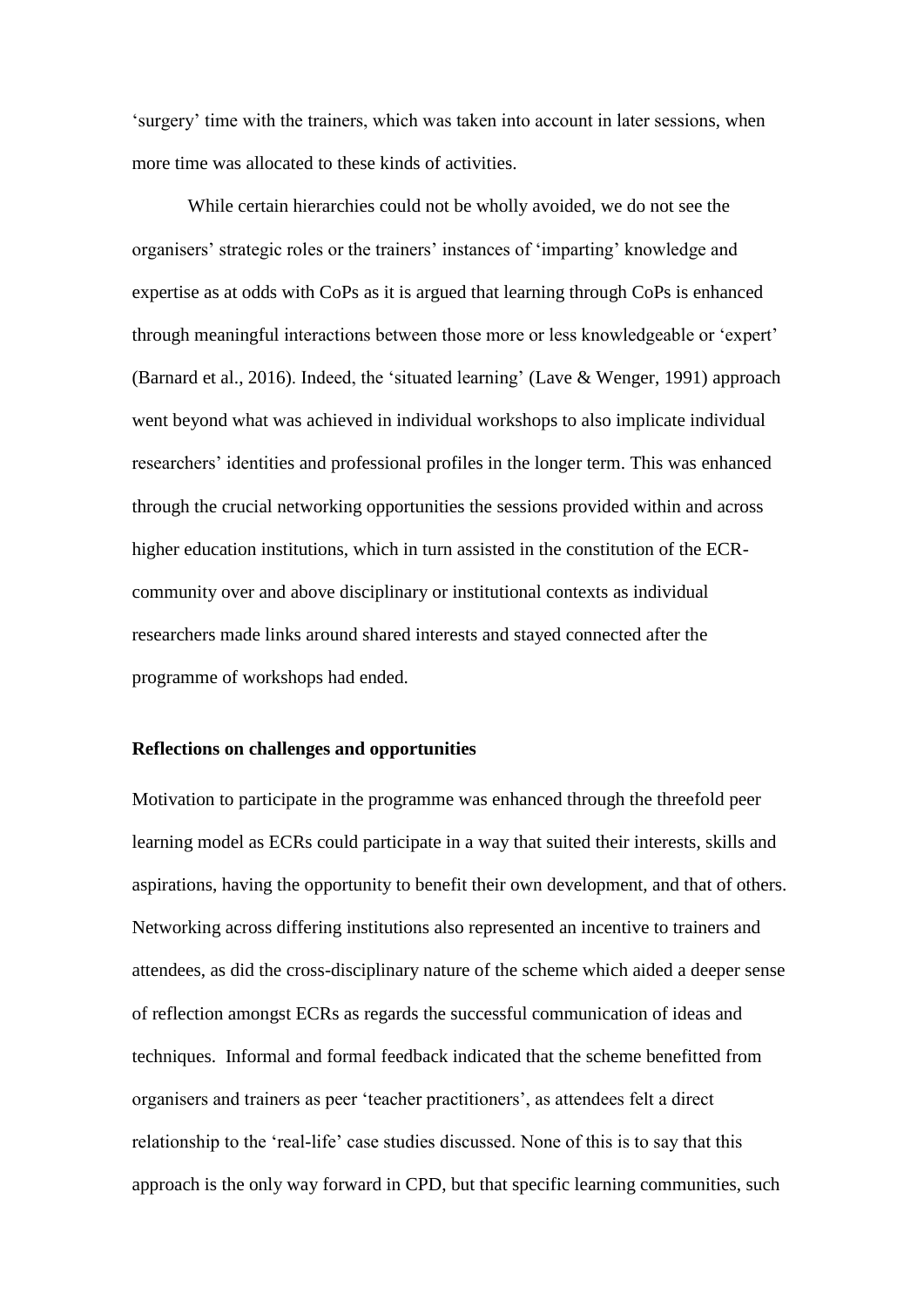'surgery' time with the trainers, which was taken into account in later sessions, when more time was allocated to these kinds of activities.

While certain hierarchies could not be wholly avoided, we do not see the organisers' strategic roles or the trainers' instances of 'imparting' knowledge and expertise as at odds with CoPs as it is argued that learning through CoPs is enhanced through meaningful interactions between those more or less knowledgeable or 'expert' (Barnard et al., 2016). Indeed, the 'situated learning' (Lave & Wenger, 1991) approach went beyond what was achieved in individual workshops to also implicate individual researchers' identities and professional profiles in the longer term. This was enhanced through the crucial networking opportunities the sessions provided within and across higher education institutions, which in turn assisted in the constitution of the ECR-community over and above disciplinary or institutional contexts as individual researchers made links around shared interests and stayed connected after the programme of workshops had ended.

**Reflections on challenges and opportunities**

Motivation to participate in the programme was enhanced through the threefold peer learning model as ECRs could participate in a way that suited their interests, skills and aspirations, having the opportunity to benefit their own development, and that of others. Networking across differing institutions also represented an incentive to trainers and attendees, as did the cross-disciplinary nature of the scheme which aided a deeper sense of reflection amongst ECRs as regards the successful communication of ideas and techniques. Informal and formal feedback indicated that the scheme benefitted from organisers and trainers as peer 'teacher practitioners', as attendees felt a direct relationship to the 'real-life' case studies discussed. None of this is to say that this approach is the only way forward in CPD, but that specific learning communities, such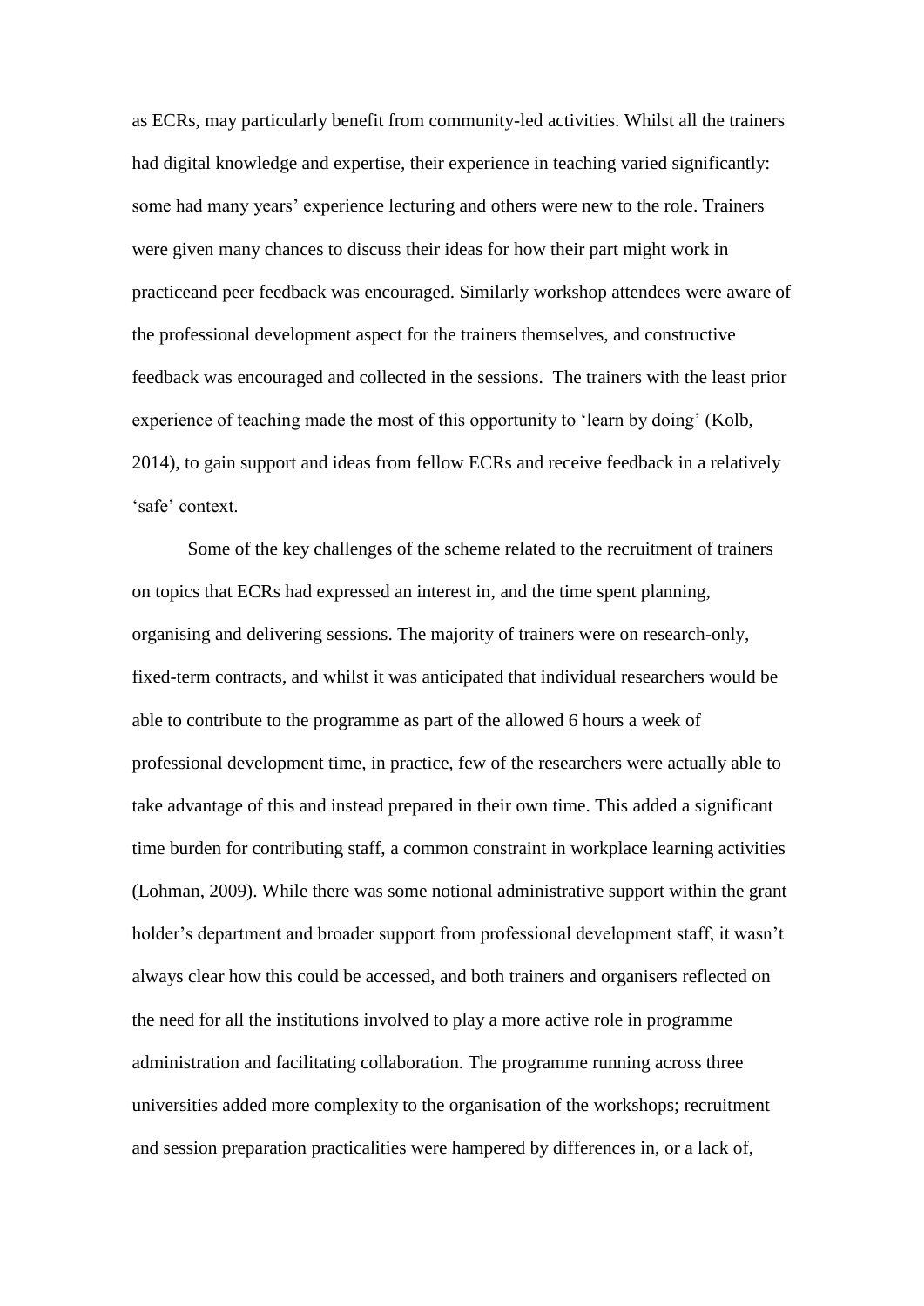as ECRs, may particularly benefit from community-led activities. Whilst all the trainers had digital knowledge and expertise, their experience in teaching varied significantly: some had many years' experience lecturing and others were new to the role. Trainers were given many chances to discuss their ideas for how their part might work in practiceand peer feedback was encouraged. Similarly workshop attendees were aware of the professional development aspect for the trainers themselves, and constructive feedback was encouraged and collected in the sessions. The trainers with the least prior experience of teaching made the most of this opportunity to 'learn by doing' (Kolb, 2014), to gain support and ideas from fellow ECRs and receive feedback in a relatively 'safe' context.

Some of the key challenges of the scheme related to the recruitment of trainers on topics that ECRs had expressed an interest in, and the time spent planning, organising and delivering sessions. The majority of trainers were on research-only, fixed-term contracts, and whilst it was anticipated that individual researchers would be able to contribute to the programme as part of the allowed 6 hours a week of professional development time, in practice, few of the researchers were actually able to take advantage of this and instead prepared in their own time. This added a significant time burden for contributing staff, a common constraint in workplace learning activities (Lohman, 2009). While there was some notional administrative support within the grant holder's department and broader support from professional development staff, it wasn't always clear how this could be accessed, and both trainers and organisers reflected on the need for all the institutions involved to play a more active role in programme administration and facilitating collaboration. The programme running across three universities added more complexity to the organisation of the workshops; recruitment and session preparation practicalities were hampered by differences in, or a lack of,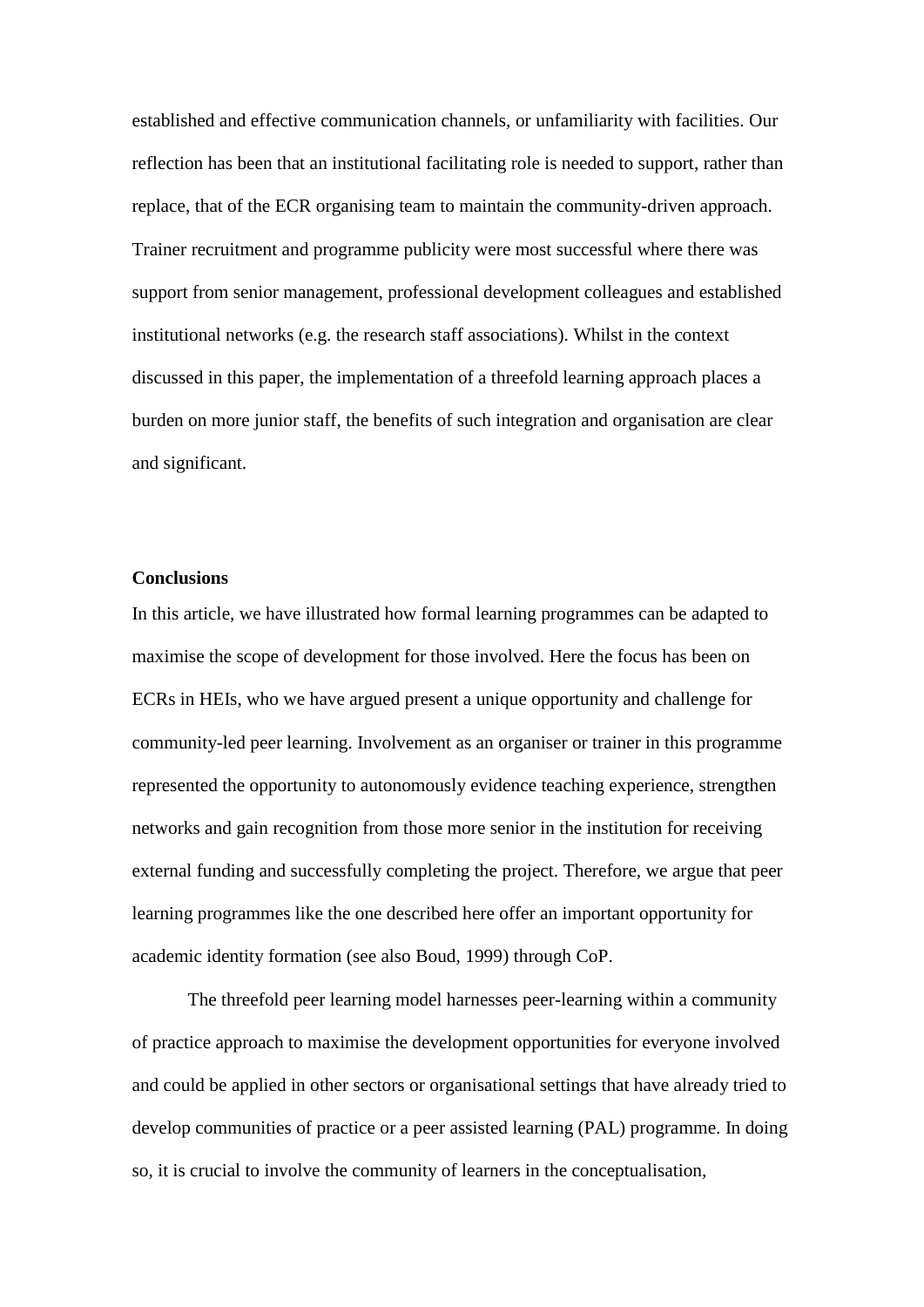established and effective communication channels, or unfamiliarity with facilities. Our reflection has been that an institutional facilitating role is needed to support, rather than replace, that of the ECR organising team to maintain the community-driven approach. Trainer recruitment and programme publicity were most successful where there was support from senior management, professional development colleagues and established institutional networks (e.g. the research staff associations). Whilst in the context discussed in this paper, the implementation of a threefold learning approach places a burden on more junior staff, the benefits of such integration and organisation are clear and significant.

## Conclusions

In this article, we have illustrated how formal learning programmes can be adapted to maximise the scope of development for those involved. Here the focus has been on ECRs in HEIs, who we have argued present a unique opportunity and challenge for community-led peer learning. Involvement as an organiser or trainer in this programme represented the opportunity to autonomously evidence teaching experience, strengthen networks and gain recognition from those more senior in the institution for receiving external funding and successfully completing the project. Therefore, we argue that peer learning programmes like the one described here offer an important opportunity for academic identity formation (see also Boud, 1999) through CoP.

The threefold peer learning model harnesses peer-learning within a community of practice approach to maximise the development opportunities for everyone involved and could be applied in other sectors or organisational settings that have already tried to develop communities of practice or a peer assisted learning (PAL) programme. In doing so, it is crucial to involve the community of learners in the conceptualisation,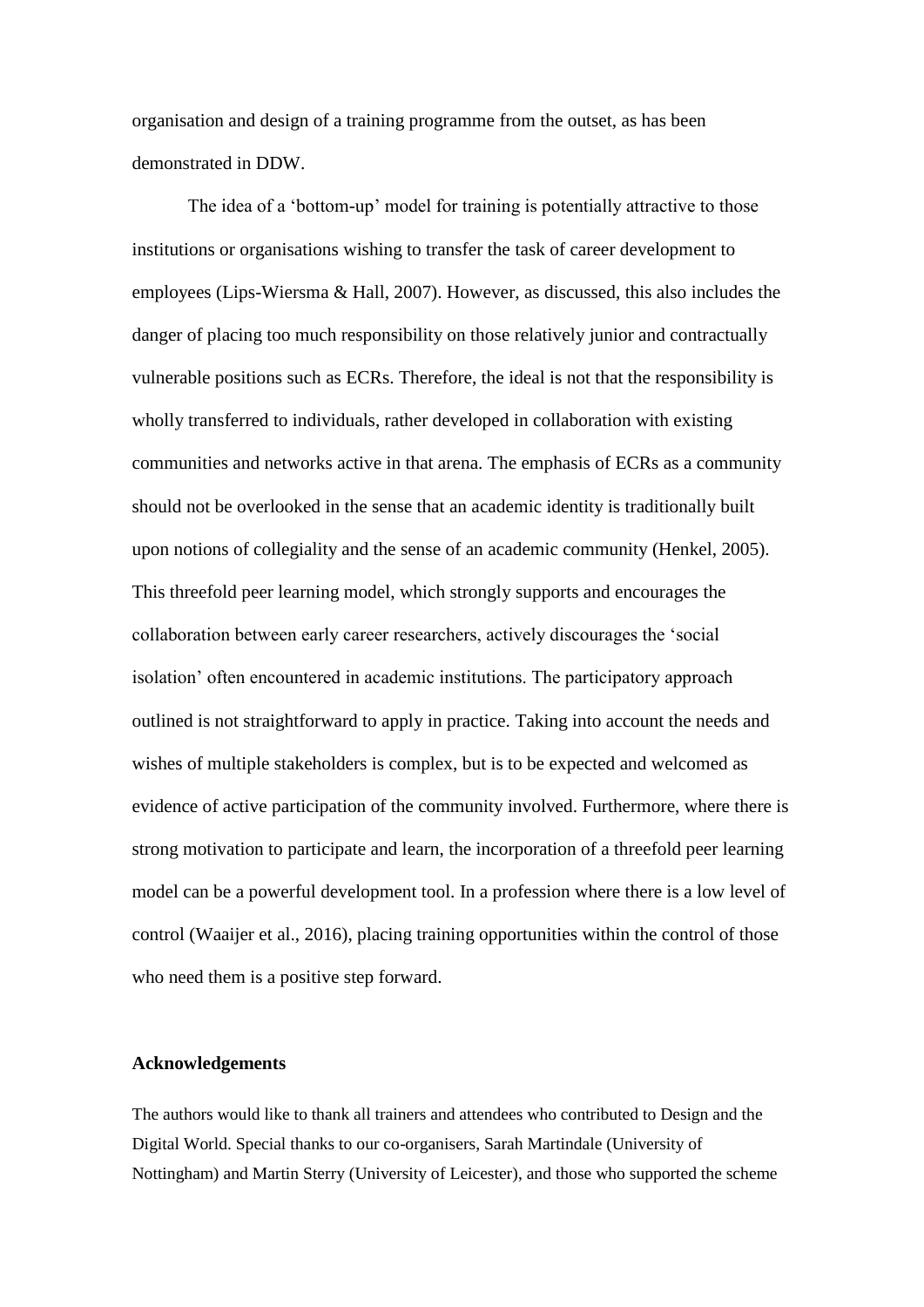organisation and design of a training programme from the outset, as has been demonstrated in DDW.

The idea of a 'bottom-up' model for training is potentially attractive to those institutions or organisations wishing to transfer the task of career development to employees (Lips-Wiersma & Hall, 2007). However, as discussed, this also includes the danger of placing too much responsibility on those relatively junior and contractually vulnerable positions such as ECRs. Therefore, the ideal is not that the responsibility is wholly transferred to individuals, rather developed in collaboration with existing communities and networks active in that arena. The emphasis of ECRs as a community should not be overlooked in the sense that an academic identity is traditionally built upon notions of collegiality and the sense of an academic community (Henkel, 2005). This threefold peer learning model, which strongly supports and encourages the collaboration between early career researchers, actively discourages the 'social isolation' often encountered in academic institutions. The participatory approach outlined is not straightforward to apply in practice. Taking into account the needs and wishes of multiple stakeholders is complex, but is to be expected and welcomed as evidence of active participation of the community involved. Furthermore, where there is strong motivation to participate and learn, the incorporation of a threefold peer learning model can be a powerful development tool. In a profession where there is a low level of control (Waaijer et al., 2016), placing training opportunities within the control of those who need them is a positive step forward.

### Acknowledgements

The authors would like to thank all trainers and attendees who contributed to Design and the Digital World. Special thanks to our co-organisers, Sarah Martindale (University of Nottingham) and Martin Sterry (University of Leicester), and those who supported the scheme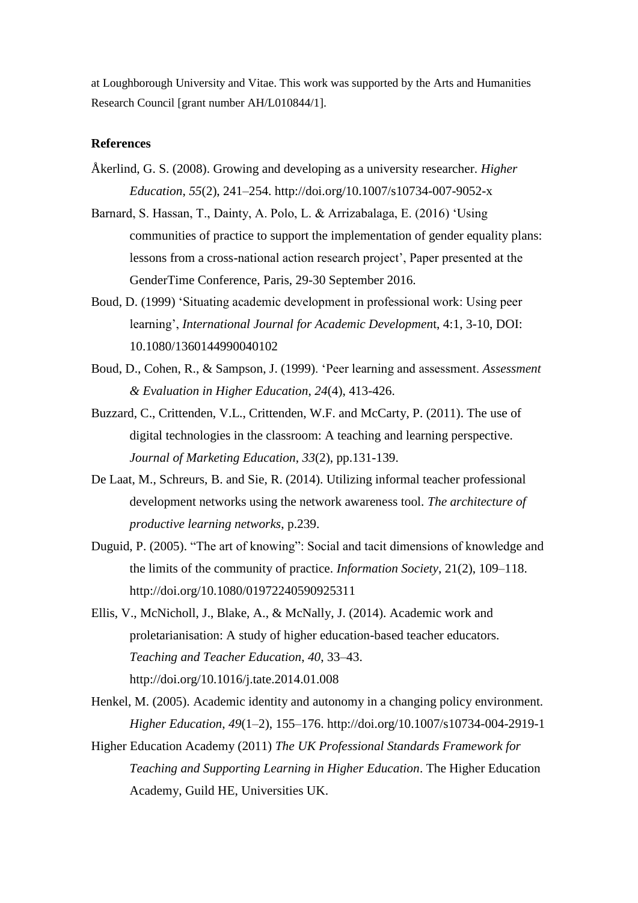at Loughborough University and Vitae. This work was supported by the Arts and Humanities Research Council [grant number AH/L010844/1].

## References

Åkerlind, G. S. (2008). Growing and developing as a university researcher. *Higher Education*, *55*(2), 241–254. http://doi.org/10.1007/s10734-007-9052-x

Barnard, S. Hassan, T., Dainty, A. Polo, L. & Arrizabalaga, E. (2016) 'Using communities of practice to support the implementation of gender equality plans: lessons from a cross-national action research project', Paper presented at the GenderTime Conference, Paris, 29-30 September 2016.

Boud, D. (1999) 'Situating academic development in professional work: Using peer learning', *International Journal for Academic Developmen*t, 4:1, 3-10, DOI: 10.1080/1360144990040102

Boud, D., Cohen, R., & Sampson, J. (1999). 'Peer learning and assessment. *Assessment & Evaluation in Higher Education*, *24*(4), 413-426.

Buzzard, C., Crittenden, V.L., Crittenden, W.F. and McCarty, P. (2011). The use of digital technologies in the classroom: A teaching and learning perspective. *Journal of Marketing Education*, *33*(2), pp.131-139.

De Laat, M., Schreurs, B. and Sie, R. (2014). Utilizing informal teacher professional development networks using the network awareness tool. *The architecture of productive learning networks*, p.239.

Duguid, P. (2005). "The art of knowing": Social and tacit dimensions of knowledge and the limits of the community of practice. *Information Society*, 21(2), 109–118. http://doi.org/10.1080/01972240590925311

Ellis, V., McNicholl, J., Blake, A., & McNally, J. (2014). Academic work and proletarianisation: A study of higher education-based teacher educators. *Teaching and Teacher Education*, *40*, 33–43. http://doi.org/10.1016/j.tate.2014.01.008

Henkel, M. (2005). Academic identity and autonomy in a changing policy environment. *Higher Education*, *49*(1–2), 155–176. http://doi.org/10.1007/s10734-004-2919-1

Higher Education Academy (2011) *The UK Professional Standards Framework for Teaching and Supporting Learning in Higher Education*. The Higher Education Academy, Guild HE, Universities UK.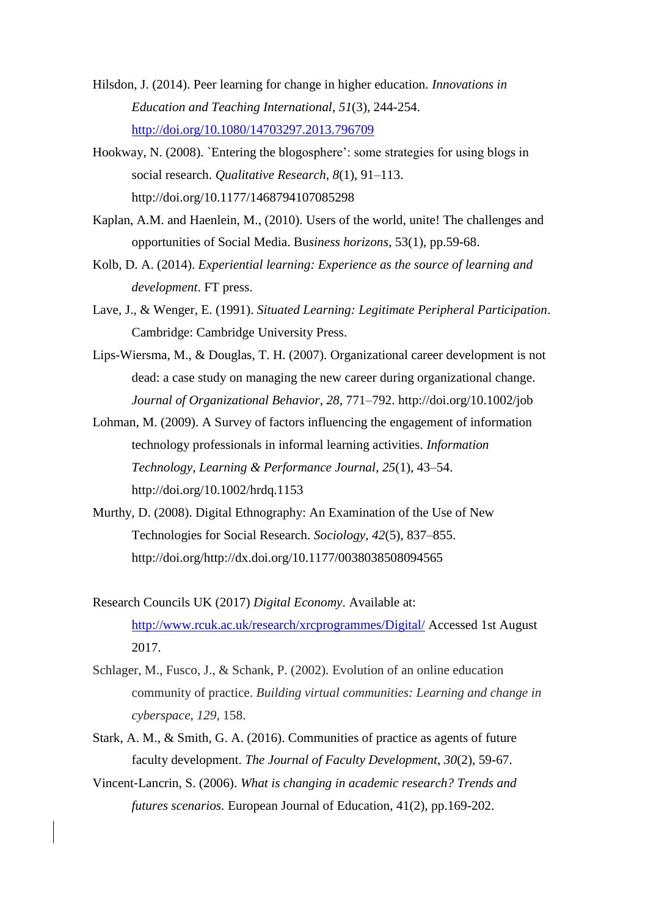Hilsdon, J. (2014). Peer learning for change in higher education. *Innovations in Education and Teaching International*, *51*(3), 244-254. http://doi.org/10.1080/14703297.2013.796709

Hookway, N. (2008). `Entering the blogosphere': some strategies for using blogs in social research. *Qualitative Research*, *8*(1), 91–113. http://doi.org/10.1177/1468794107085298

Kaplan, A.M. and Haenlein, M., (2010). Users of the world, unite! The challenges and opportunities of Social Media. Bu*siness horizons*, 53(1), pp.59-68.

Kolb, D. A. (2014). *Experiential learning: Experience as the source of learning and development*. FT press.

Lave, J., & Wenger, E. (1991). *Situated Learning: Legitimate Peripheral Participation*. Cambridge: Cambridge University Press.

Lips-Wiersma, M., & Douglas, T. H. (2007). Organizational career development is not dead: a case study on managing the new career during organizational change. *Journal of Organizational Behavior*, *28*, 771–792. http://doi.org/10.1002/job

Lohman, M. (2009). A Survey of factors influencing the engagement of information technology professionals in informal learning activities. *Information Technology, Learning & Performance Journal*, *25*(1), 43–54. http://doi.org/10.1002/hrdq.1153

Murthy, D. (2008). Digital Ethnography: An Examination of the Use of New Technologies for Social Research. *Sociology*, *42*(5), 837–855. http://doi.org/http://dx.doi.org/10.1177/0038038508094565

Research Councils UK (2017) *Digital Economy*. Available at: http://www.rcuk.ac.uk/research/xrcprogrammes/Digital/ Accessed 1st August 2017.

Schlager, M., Fusco, J., & Schank, P. (2002). Evolution of an online education community of practice. *Building virtual communities: Learning and change in cyberspace*, *129*, 158.

Stark, A. M., & Smith, G. A. (2016). Communities of practice as agents of future faculty development. *The Journal of Faculty Development*, *30*(2), 59-67.

Vincent-Lancrin, S. (2006). *What is changing in academic research? Trends and futures scenarios.* European Journal of Education, 41(2), pp.169-202.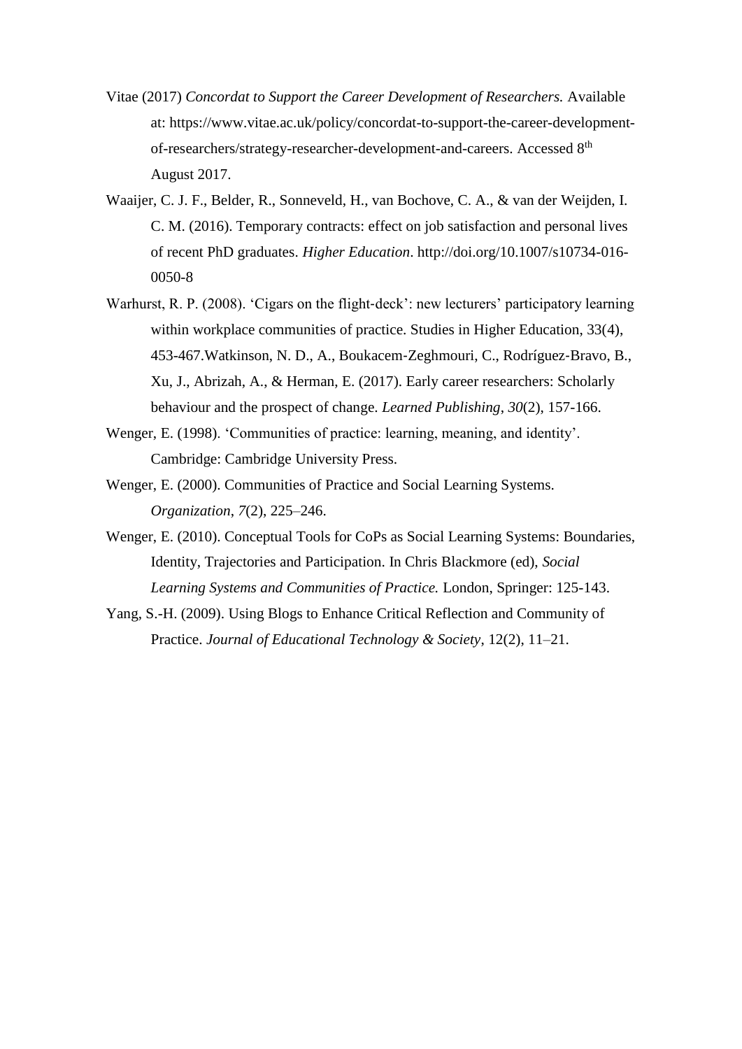Vitae (2017) *Concordat to Support the Career Development of Researchers.* Available at: https://www.vitae.ac.uk/policy/concordat-to-support-the-career-development-of-researchers/strategy-researcher-development-and-careers. Accessed 8th August 2017.

Waaijer, C. J. F., Belder, R., Sonneveld, H., van Bochove, C. A., & van der Weijden, I. C. M. (2016). Temporary contracts: effect on job satisfaction and personal lives of recent PhD graduates. *Higher Education*. http://doi.org/10.1007/s10734-016-0050-8

Warhurst, R. P. (2008). 'Cigars on the flight-deck': new lecturers' participatory learning within workplace communities of practice. Studies in Higher Education, 33(4), 453-467.Watkinson, N. D., A., Boukacem-Zeghmouri, C., Rodríguez-Bravo, B., Xu, J., Abrizah, A., & Herman, E. (2017). Early career researchers: Scholarly behaviour and the prospect of change. *Learned Publishing*, *30*(2), 157-166.

Wenger, E. (1998). 'Communities of practice: learning, meaning, and identity'. Cambridge: Cambridge University Press.

Wenger, E. (2000). Communities of Practice and Social Learning Systems. *Organization*, *7*(2), 225–246.

Wenger, E. (2010). Conceptual Tools for CoPs as Social Learning Systems: Boundaries, Identity, Trajectories and Participation. In Chris Blackmore (ed), *Social Learning Systems and Communities of Practice.* London, Springer: 125-143.

Yang, S.-H. (2009). Using Blogs to Enhance Critical Reflection and Community of Practice. *Journal of Educational Technology & Society*, 12(2), 11–21.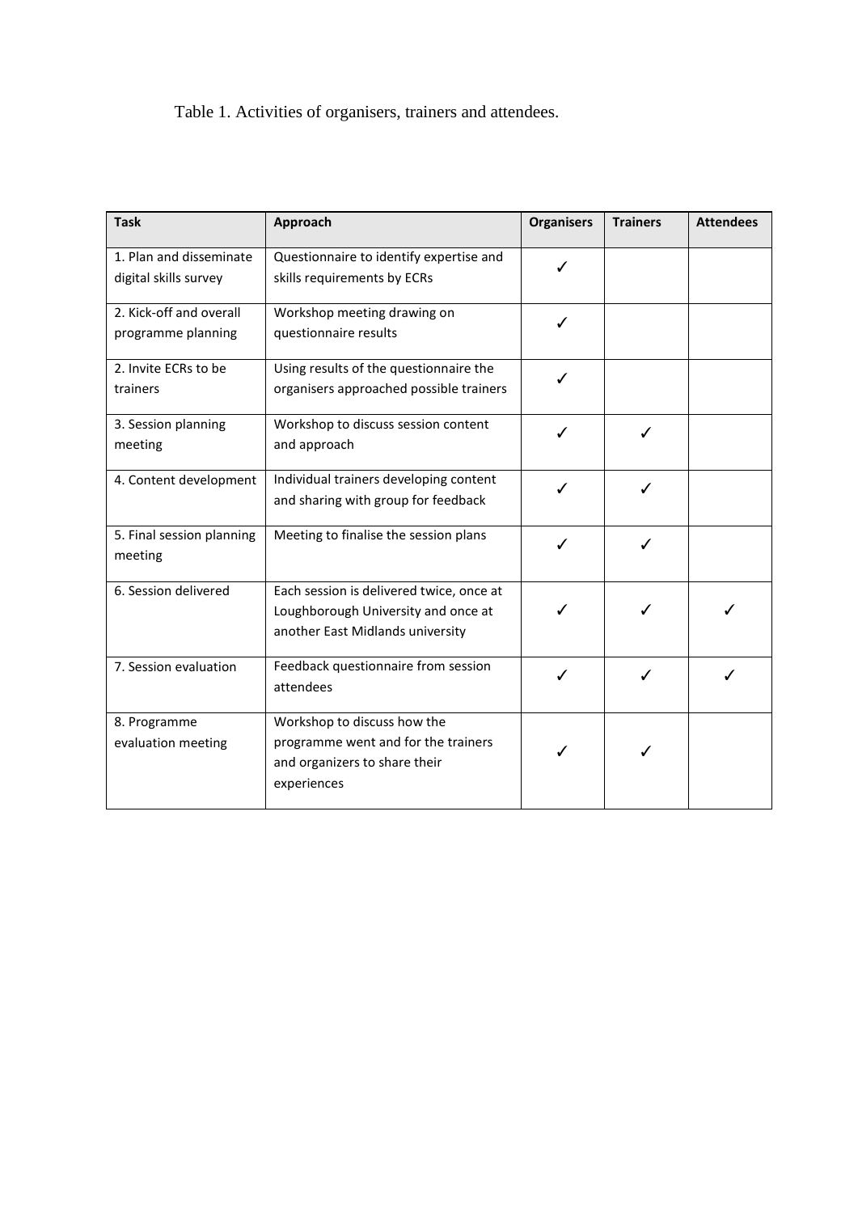Table 1. Activities of organisers, trainers and attendees.

| Task | Approach | Organisers | Trainers | Attendees |
|---|---|---|---|---|
| 1. Plan and disseminate digital skills survey | Questionnaire to identify expertise and skills requirements by ECRs | ✓ | | |
| 2. Kick-off and overall programme planning | Workshop meeting drawing on questionnaire results | ✓ | | |
| 2. Invite ECRs to be trainers | Using results of the questionnaire the organisers approached possible trainers | ✓ | | |
| 3. Session planning meeting | Workshop to discuss session content and approach | ✓ | ✓ | |
| 4. Content development | Individual trainers developing content and sharing with group for feedback | ✓ | ✓ | |
| 5. Final session planning meeting | Meeting to finalise the session plans | ✓ | ✓ | |
| 6. Session delivered | Each session is delivered twice, once at Loughborough University and once at another East Midlands university | ✓ | ✓ | ✓ |
| 7. Session evaluation | Feedback questionnaire from session attendees | ✓ | ✓ | ✓ |
| 8. Programme evaluation meeting | Workshop to discuss how the programme went and for the trainers and organizers to share their experiences | ✓ | ✓ | |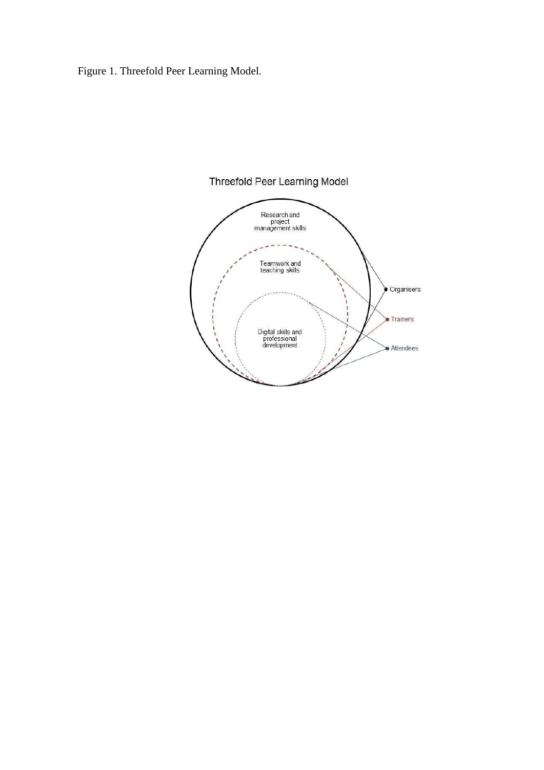Figure 1. Threefold Peer Learning Model.

Threefold Peer Learning Model

Research and project management skills

Teamwork and teaching skills

Digital skills and professional development

Organisers

Trainers

Attendees